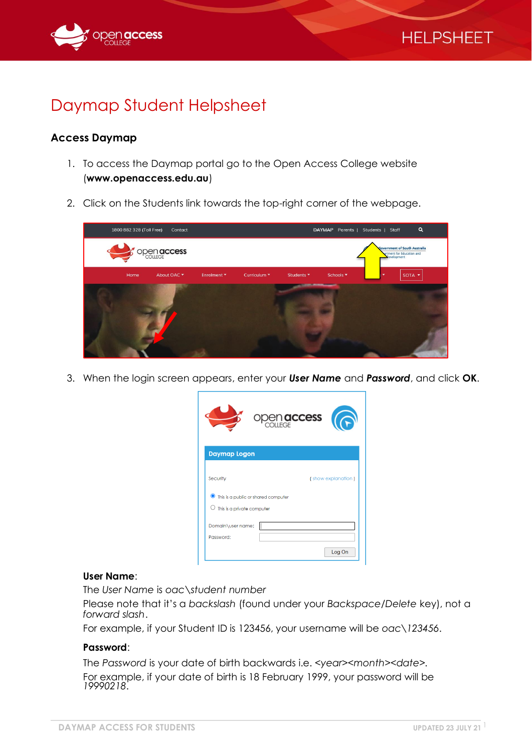# Daymap Student Helpsheet

## Access Daymap

1. To access the Daymap portal go to the Open Access College website (**www.openaccess.edu.au**)
2. Click on the Students link towards the top-right corner of the webpage.
3. When the login screen appears, enter your ***User Name*** and ***Password***, and click **OK**.

**User Name**:

The *User Name* is *oac\student number*

Please note that it's a *backslash* (found under your *Backspace/Delete* key), not a *forward slash*.

For example, if your Student ID is 123456, your username will be *oac\123456*.

**Password**:

The *Password* is your date of birth backwards i.e. *<year><month><date>*.

For example, if your date of birth is 18 February 1999, your password will be *19990218*.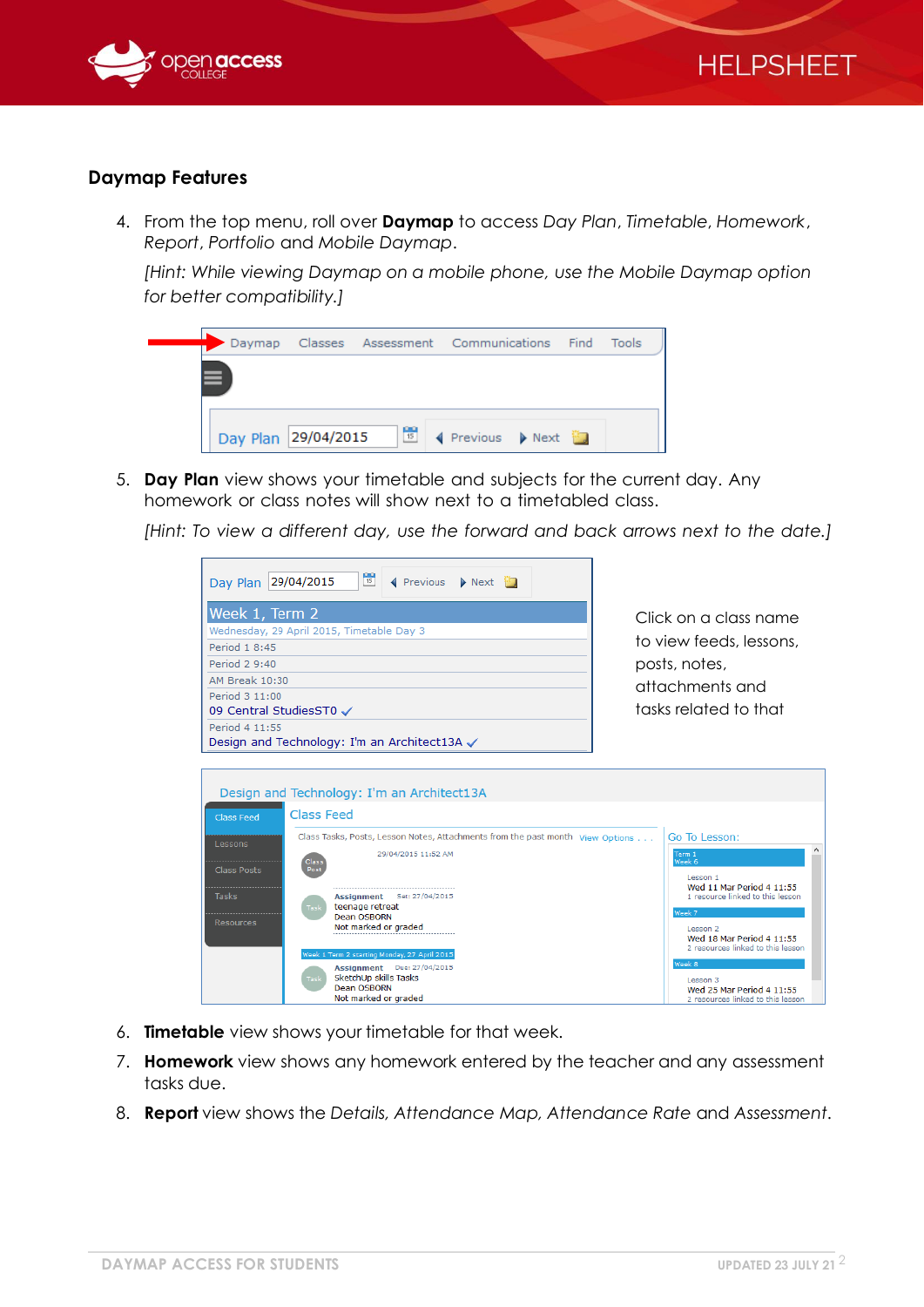## Daymap Features

4. From the top menu, roll over **Daymap** to access *Day Plan*, *Timetable*, *Homework*, *Report*, *Portfolio* and *Mobile Daymap*.

   *[Hint: While viewing Daymap on a mobile phone, use the Mobile Daymap option for better compatibility.]*

5. **Day Plan** view shows your timetable and subjects for the current day. Any homework or class notes will show next to a timetabled class.

   *[Hint: To view a different day, use the forward and back arrows next to the date.]*

   Click on a class name to view feeds, lessons, posts, notes, attachments and tasks related to that

6. **Timetable** view shows your timetable for that week.

7. **Homework** view shows any homework entered by the teacher and any assessment tasks due.

8. **Report** view shows the *Details, Attendance Map, Attendance Rate* and *Assessment*.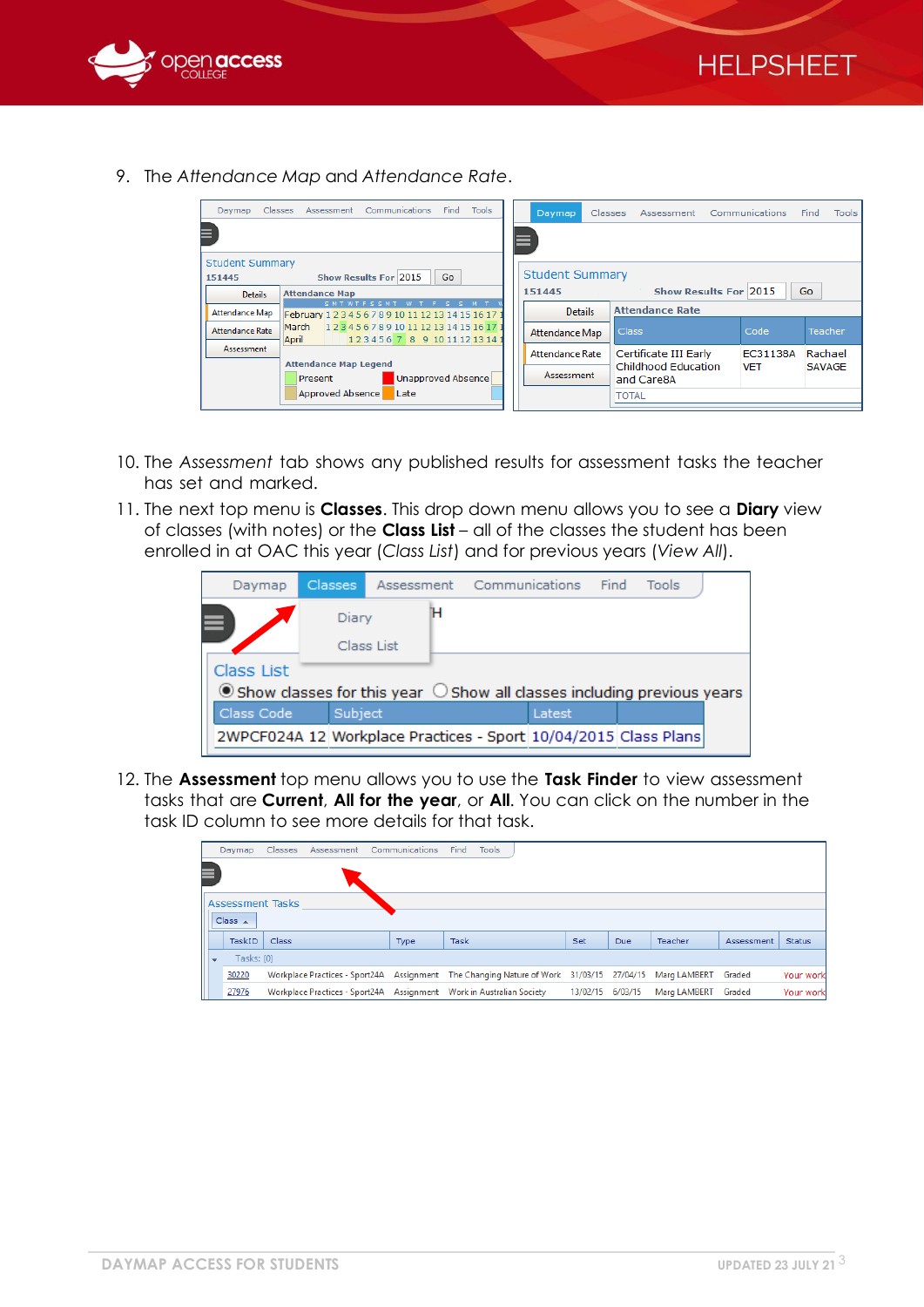9. The *Attendance Map* and *Attendance Rate*.

10. The *Assessment* tab shows any published results for assessment tasks the teacher has set and marked.
11. The next top menu is **Classes**. This drop down menu allows you to see a **Diary** view of classes (with notes) or the **Class List** – all of the classes the student has been enrolled in at OAC this year (*Class List*) and for previous years (*View All*).

12. The **Assessment** top menu allows you to use the **Task Finder** to view assessment tasks that are **Current**, **All for the year**, or **All**. You can click on the number in the task ID column to see more details for that task.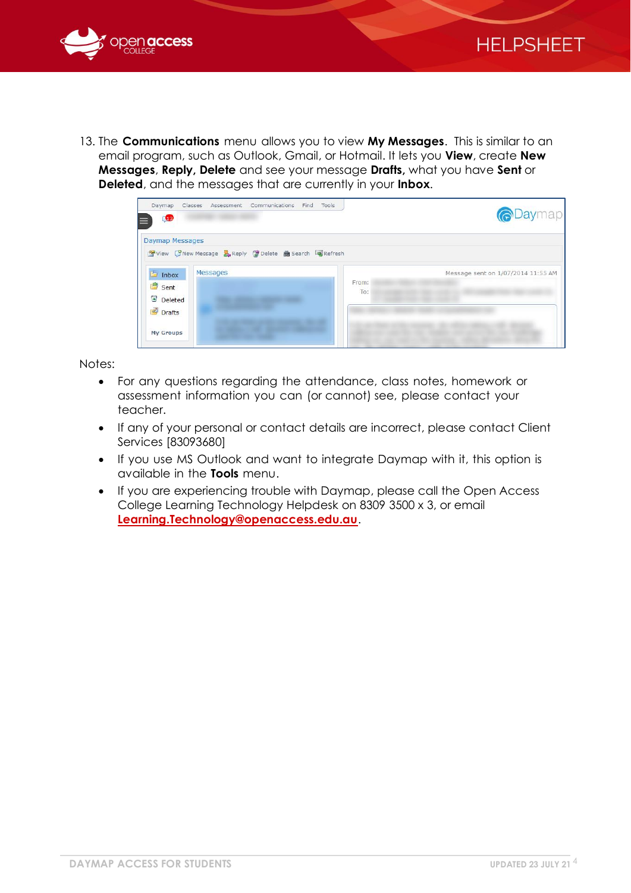13. The **Communications** menu allows you to view **My Messages**. This is similar to an email program, such as Outlook, Gmail, or Hotmail. It lets you **View**, create **New Messages**, **Reply, Delete** and see your message **Drafts,** what you have **Sent** or **Deleted**, and the messages that are currently in your **Inbox**.

Notes:

- For any questions regarding the attendance, class notes, homework or assessment information you can (or cannot) see, please contact your teacher.
- If any of your personal or contact details are incorrect, please contact Client Services [83093680]
- If you use MS Outlook and want to integrate Daymap with it, this option is available in the **Tools** menu.
- If you are experiencing trouble with Daymap, please call the Open Access College Learning Technology Helpdesk on 8309 3500 x 3, or email Learning.Technology@openaccess.edu.au.